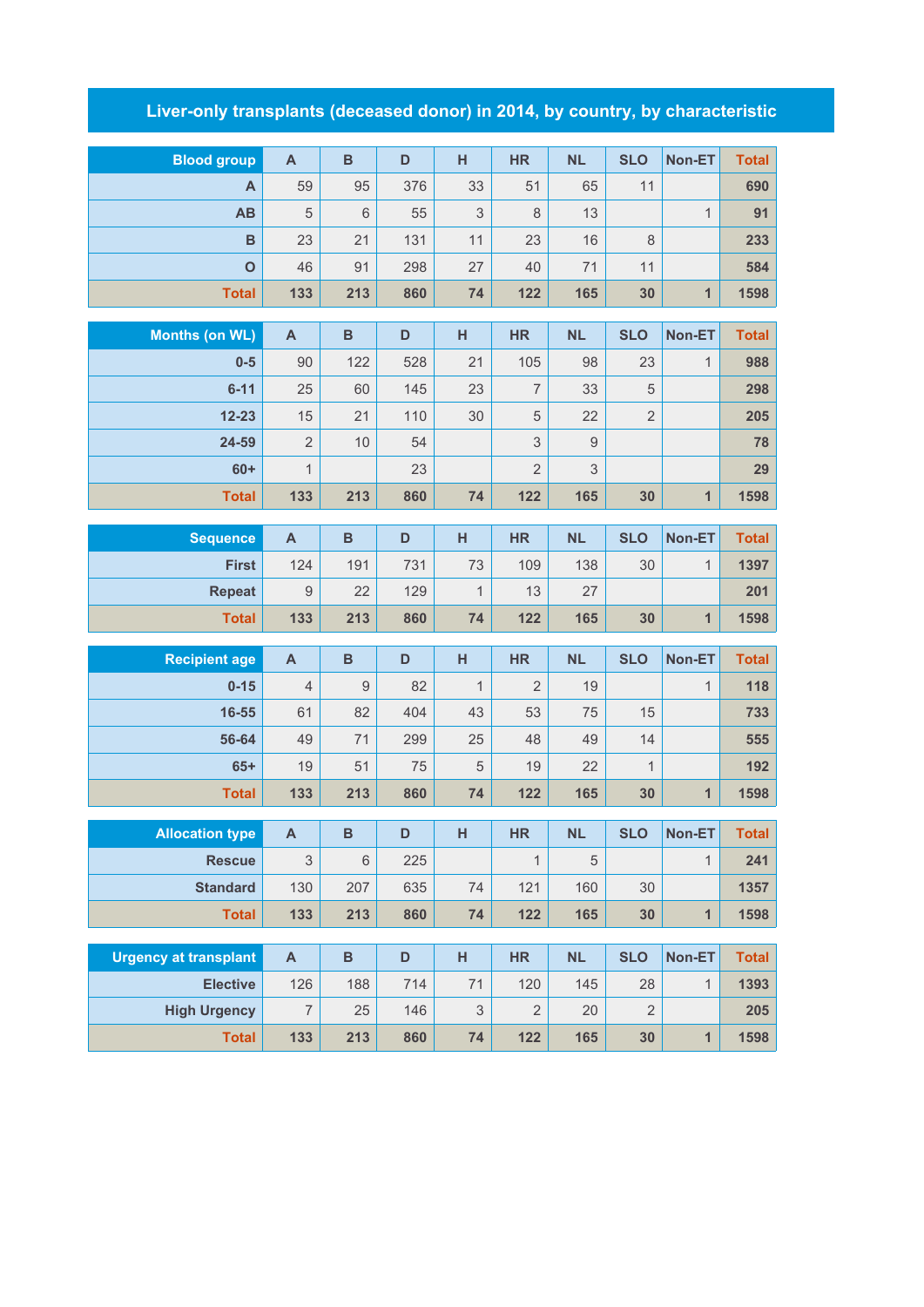# Liver-only transplants (deceased donor) in 2014, by country, by characteristic

| Blood group | A | B | D | H | HR | NL | SLO | Non-ET | Total |
|---|---|---|---|---|---|---|---|---|---|
| A | 59 | 95 | 376 | 33 | 51 | 65 | 11 | | 690 |
| AB | 5 | 6 | 55 | 3 | 8 | 13 | | 1 | 91 |
| B | 23 | 21 | 131 | 11 | 23 | 16 | 8 | | 233 |
| O | 46 | 91 | 298 | 27 | 40 | 71 | 11 | | 584 |
| Total | 133 | 213 | 860 | 74 | 122 | 165 | 30 | 1 | 1598 |

| Months (on WL) | A | B | D | H | HR | NL | SLO | Non-ET | Total |
|---|---|---|---|---|---|---|---|---|---|
| 0-5 | 90 | 122 | 528 | 21 | 105 | 98 | 23 | 1 | 988 |
| 6-11 | 25 | 60 | 145 | 23 | 7 | 33 | 5 | | 298 |
| 12-23 | 15 | 21 | 110 | 30 | 5 | 22 | 2 | | 205 |
| 24-59 | 2 | 10 | 54 | | 3 | 9 | | | 78 |
| 60+ | 1 | | 23 | | 2 | 3 | | | 29 |
| Total | 133 | 213 | 860 | 74 | 122 | 165 | 30 | 1 | 1598 |

| Sequence | A | B | D | H | HR | NL | SLO | Non-ET | Total |
|---|---|---|---|---|---|---|---|---|---|
| First | 124 | 191 | 731 | 73 | 109 | 138 | 30 | 1 | 1397 |
| Repeat | 9 | 22 | 129 | 1 | 13 | 27 | | | 201 |
| Total | 133 | 213 | 860 | 74 | 122 | 165 | 30 | 1 | 1598 |

| Recipient age | A | B | D | H | HR | NL | SLO | Non-ET | Total |
|---|---|---|---|---|---|---|---|---|---|
| 0-15 | 4 | 9 | 82 | 1 | 2 | 19 | | 1 | 118 |
| 16-55 | 61 | 82 | 404 | 43 | 53 | 75 | 15 | | 733 |
| 56-64 | 49 | 71 | 299 | 25 | 48 | 49 | 14 | | 555 |
| 65+ | 19 | 51 | 75 | 5 | 19 | 22 | 1 | | 192 |
| Total | 133 | 213 | 860 | 74 | 122 | 165 | 30 | 1 | 1598 |

| Allocation type | A | B | D | H | HR | NL | SLO | Non-ET | Total |
|---|---|---|---|---|---|---|---|---|---|
| Rescue | 3 | 6 | 225 | | 1 | 5 | | 1 | 241 |
| Standard | 130 | 207 | 635 | 74 | 121 | 160 | 30 | | 1357 |
| Total | 133 | 213 | 860 | 74 | 122 | 165 | 30 | 1 | 1598 |

| Urgency at transplant | A | B | D | H | HR | NL | SLO | Non-ET | Total |
|---|---|---|---|---|---|---|---|---|---|
| Elective | 126 | 188 | 714 | 71 | 120 | 145 | 28 | 1 | 1393 |
| High Urgency | 7 | 25 | 146 | 3 | 2 | 20 | 2 | | 205 |
| Total | 133 | 213 | 860 | 74 | 122 | 165 | 30 | 1 | 1598 |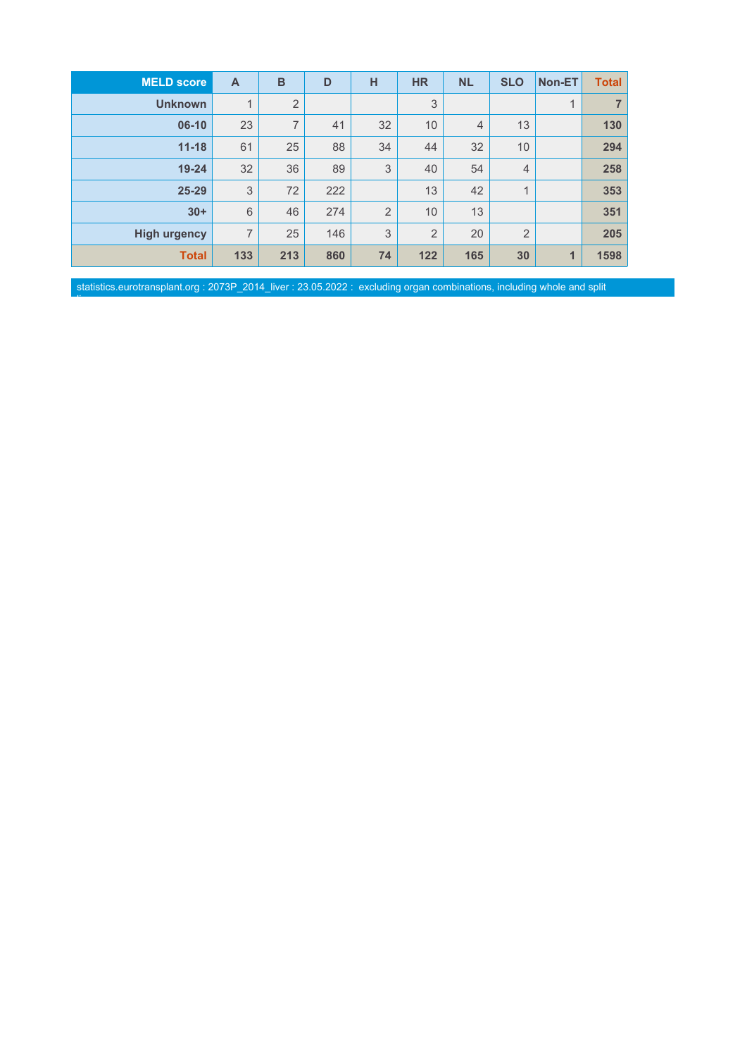| MELD score | A | B | D | H | HR | NL | SLO | Non-ET | Total |
|---|---|---|---|---|---|---|---|---|---|
| Unknown | 1 | 2 | | | 3 | | | 1 | 7 |
| 06-10 | 23 | 7 | 41 | 32 | 10 | 4 | 13 | | 130 |
| 11-18 | 61 | 25 | 88 | 34 | 44 | 32 | 10 | | 294 |
| 19-24 | 32 | 36 | 89 | 3 | 40 | 54 | 4 | | 258 |
| 25-29 | 3 | 72 | 222 | | 13 | 42 | 1 | | 353 |
| 30+ | 6 | 46 | 274 | 2 | 10 | 13 | | | 351 |
| High urgency | 7 | 25 | 146 | 3 | 2 | 20 | 2 | | 205 |
| **Total** | **133** | **213** | **860** | **74** | **122** | **165** | **30** | **1** | **1598** |

statistics.eurotransplant.org : 2073P_2014_liver : 23.05.2022 : excluding organ combinations, including whole and split liver